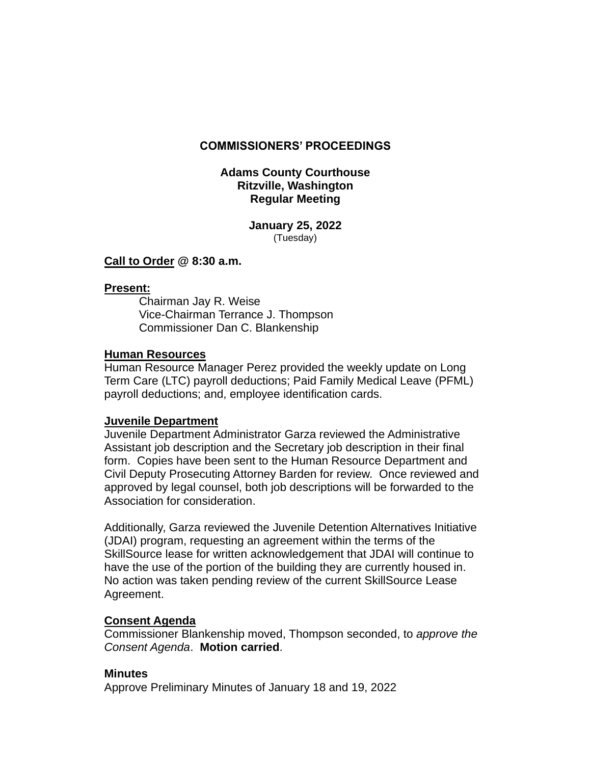# COMMISSIONERS' PROCEEDINGS

**Adams County Courthouse**
**Ritzville, Washington**
**Regular Meeting**

**January 25, 2022**
(Tuesday)

**Call to Order @ 8:30 a.m.**

**Present:**

Chairman Jay R. Weise
Vice-Chairman Terrance J. Thompson
Commissioner Dan C. Blankenship

**Human Resources**

Human Resource Manager Perez provided the weekly update on Long Term Care (LTC) payroll deductions; Paid Family Medical Leave (PFML) payroll deductions; and, employee identification cards.

**Juvenile Department**

Juvenile Department Administrator Garza reviewed the Administrative Assistant job description and the Secretary job description in their final form. Copies have been sent to the Human Resource Department and Civil Deputy Prosecuting Attorney Barden for review. Once reviewed and approved by legal counsel, both job descriptions will be forwarded to the Association for consideration.

Additionally, Garza reviewed the Juvenile Detention Alternatives Initiative (JDAI) program, requesting an agreement within the terms of the SkillSource lease for written acknowledgement that JDAI will continue to have the use of the portion of the building they are currently housed in. No action was taken pending review of the current SkillSource Lease Agreement.

**Consent Agenda**

Commissioner Blankenship moved, Thompson seconded, to *approve the Consent Agenda*. **Motion carried**.

**Minutes**

Approve Preliminary Minutes of January 18 and 19, 2022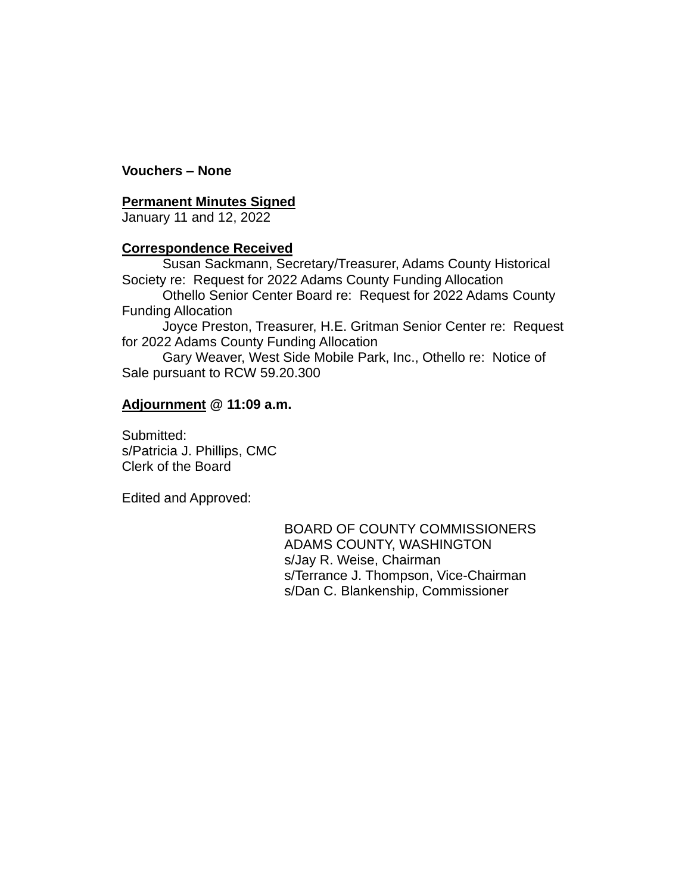**Vouchers – None**

**Permanent Minutes Signed**
January 11 and 12, 2022

**Correspondence Received**

Susan Sackmann, Secretary/Treasurer, Adams County Historical Society re: Request for 2022 Adams County Funding Allocation

Othello Senior Center Board re: Request for 2022 Adams County Funding Allocation

Joyce Preston, Treasurer, H.E. Gritman Senior Center re: Request for 2022 Adams County Funding Allocation

Gary Weaver, West Side Mobile Park, Inc., Othello re: Notice of Sale pursuant to RCW 59.20.300

**Adjournment @ 11:09 a.m.**

Submitted:
s/Patricia J. Phillips, CMC
Clerk of the Board

Edited and Approved:

BOARD OF COUNTY COMMISSIONERS
ADAMS COUNTY, WASHINGTON
s/Jay R. Weise, Chairman
s/Terrance J. Thompson, Vice-Chairman
s/Dan C. Blankenship, Commissioner